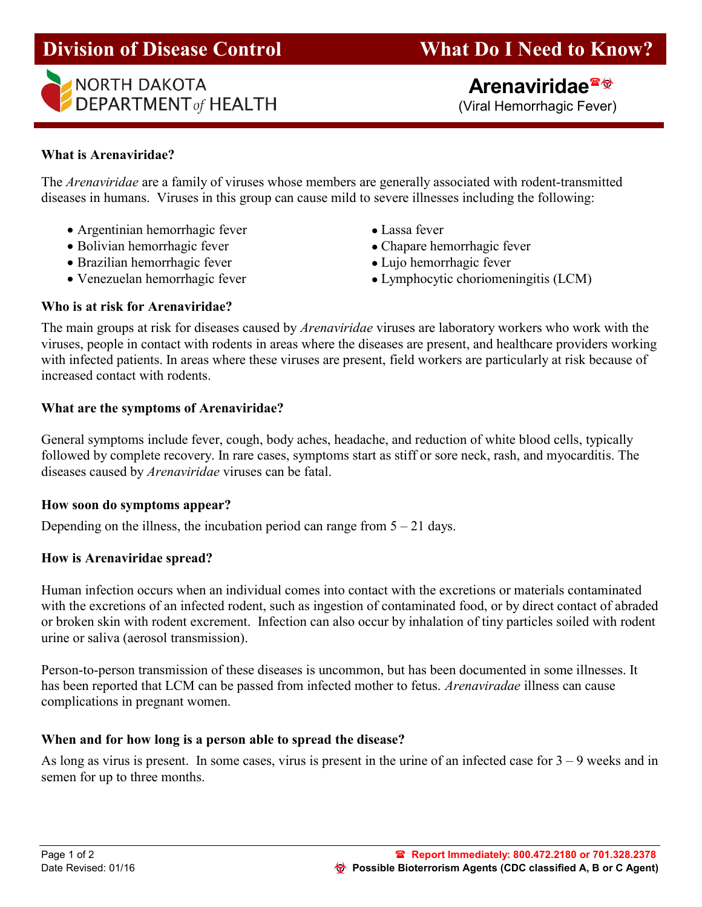# Division of Disease Control — What Do I Need to Know?

NORTH DAKOTA DEPARTMENT *of* HEALTH

## Arenaviridae☎☣

(Viral Hemorrhagic Fever)

### What is Arenaviridae?

The *Arenaviridae* are a family of viruses whose members are generally associated with rodent-transmitted diseases in humans. Viruses in this group can cause mild to severe illnesses including the following:

- Argentinian hemorrhagic fever
- Bolivian hemorrhagic fever
- Brazilian hemorrhagic fever
- Venezuelan hemorrhagic fever
- Lassa fever
- Chapare hemorrhagic fever
- Lujo hemorrhagic fever
- Lymphocytic choriomeningitis (LCM)

### Who is at risk for Arenaviridae?

The main groups at risk for diseases caused by *Arenaviridae* viruses are laboratory workers who work with the viruses, people in contact with rodents in areas where the diseases are present, and healthcare providers working with infected patients. In areas where these viruses are present, field workers are particularly at risk because of increased contact with rodents.

### What are the symptoms of Arenaviridae?

General symptoms include fever, cough, body aches, headache, and reduction of white blood cells, typically followed by complete recovery. In rare cases, symptoms start as stiff or sore neck, rash, and myocarditis. The diseases caused by *Arenaviridae* viruses can be fatal.

### How soon do symptoms appear?

Depending on the illness, the incubation period can range from 5 – 21 days.

### How is Arenaviridae spread?

Human infection occurs when an individual comes into contact with the excretions or materials contaminated with the excretions of an infected rodent, such as ingestion of contaminated food, or by direct contact of abraded or broken skin with rodent excrement. Infection can also occur by inhalation of tiny particles soiled with rodent urine or saliva (aerosol transmission).

Person-to-person transmission of these diseases is uncommon, but has been documented in some illnesses. It has been reported that LCM can be passed from infected mother to fetus. *Arenaviradae* illness can cause complications in pregnant women.

### When and for how long is a person able to spread the disease?

As long as virus is present. In some cases, virus is present in the urine of an infected case for 3 – 9 weeks and in semen for up to three months.

Date Revised: 01/16

☎ **Report Immediately: 800.472.2180 or 701.328.2378**

☣ **Possible Bioterrorism Agents (CDC classified A, B or C Agent)**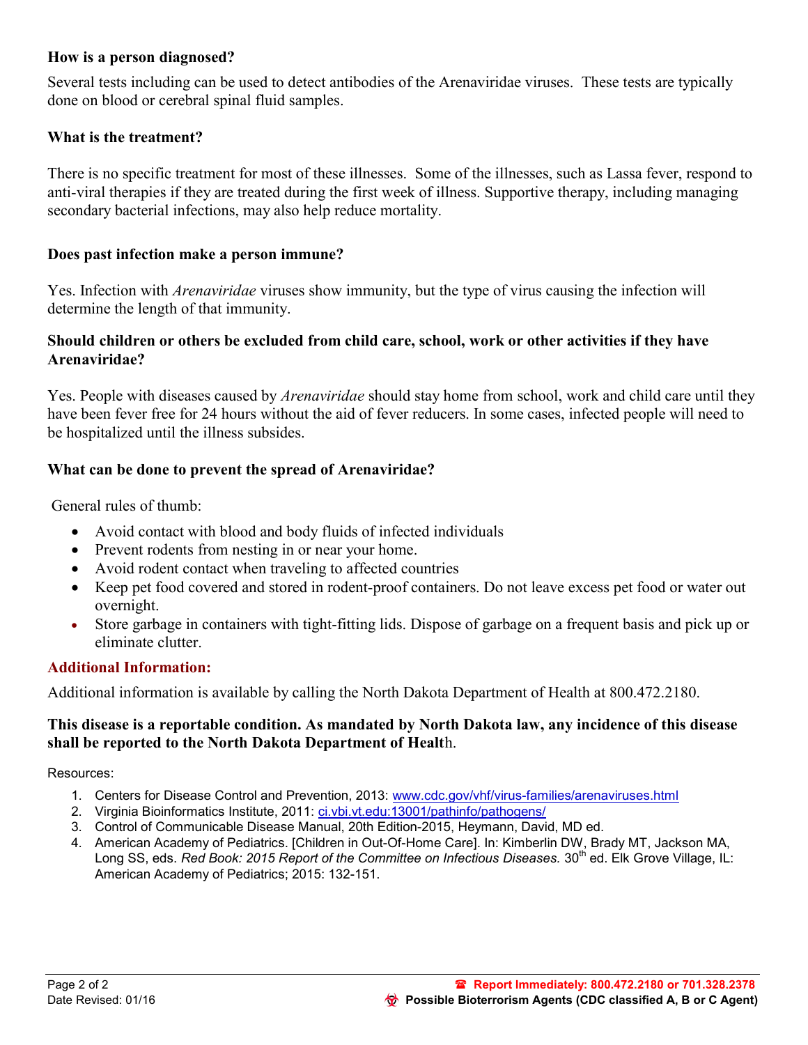**How is a person diagnosed?**

Several tests including can be used to detect antibodies of the Arenaviridae viruses. These tests are typically done on blood or cerebral spinal fluid samples.

**What is the treatment?**

There is no specific treatment for most of these illnesses. Some of the illnesses, such as Lassa fever, respond to anti-viral therapies if they are treated during the first week of illness. Supportive therapy, including managing secondary bacterial infections, may also help reduce mortality.

**Does past infection make a person immune?**

Yes. Infection with *Arenaviridae* viruses show immunity, but the type of virus causing the infection will determine the length of that immunity.

**Should children or others be excluded from child care, school, work or other activities if they have Arenaviridae?**

Yes. People with diseases caused by *Arenaviridae* should stay home from school, work and child care until they have been fever free for 24 hours without the aid of fever reducers. In some cases, infected people will need to be hospitalized until the illness subsides.

**What can be done to prevent the spread of Arenaviridae?**

General rules of thumb:

- Avoid contact with blood and body fluids of infected individuals
- Prevent rodents from nesting in or near your home.
- Avoid rodent contact when traveling to affected countries
- Keep pet food covered and stored in rodent-proof containers. Do not leave excess pet food or water out overnight.
- Store garbage in containers with tight-fitting lids. Dispose of garbage on a frequent basis and pick up or eliminate clutter.

**Additional Information:**

Additional information is available by calling the North Dakota Department of Health at 800.472.2180.

**This disease is a reportable condition. As mandated by North Dakota law, any incidence of this disease shall be reported to the North Dakota Department of Health.**

Resources:

1. Centers for Disease Control and Prevention, 2013: www.cdc.gov/vhf/virus-families/arenaviruses.html
2. Virginia Bioinformatics Institute, 2011: ci.vbi.vt.edu:13001/pathinfo/pathogens/
3. Control of Communicable Disease Manual, 20th Edition-2015, Heymann, David, MD ed.
4. American Academy of Pediatrics. [Children in Out-Of-Home Care]. In: Kimberlin DW, Brady MT, Jackson MA, Long SS, eds. *Red Book: 2015 Report of the Committee on Infectious Diseases.* 30th ed. Elk Grove Village, IL: American Academy of Pediatrics; 2015: 132-151.

Date Revised: 01/16

**Report Immediately: 800.472.2180 or 701.328.2378**

**Possible Bioterrorism Agents (CDC classified A, B or C Agent)**